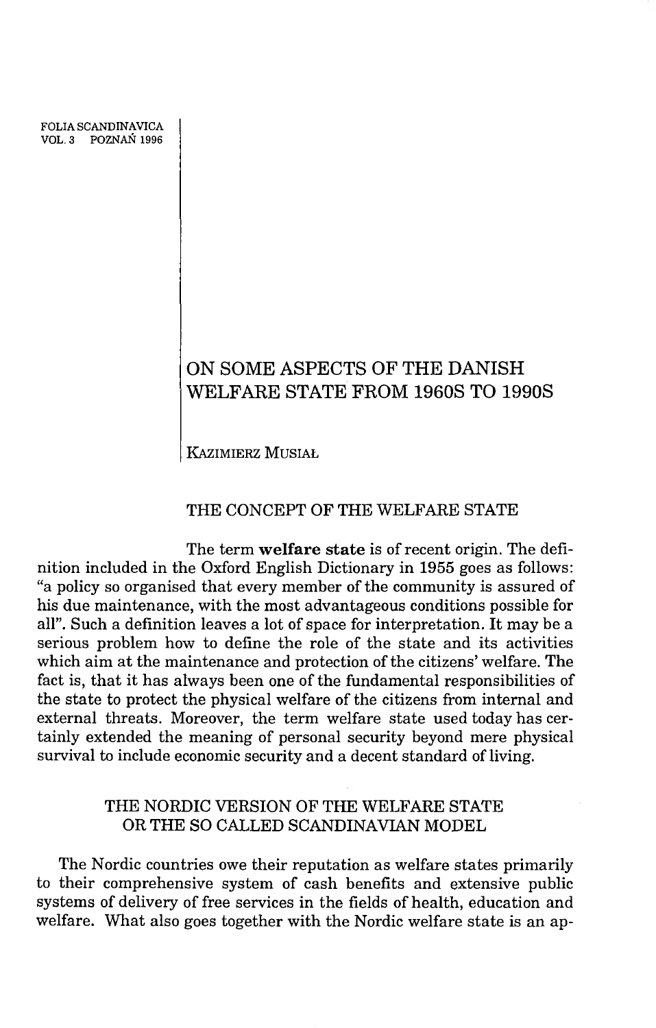FOLIA SCANDINAVICA
VOL. 3 POZNAŃ 1996

# ON SOME ASPECTS OF THE DANISH WELFARE STATE FROM 1960S TO 1990S

KAZIMIERZ MUSIAŁ

## THE CONCEPT OF THE WELFARE STATE

The term **welfare state** is of recent origin. The definition included in the Oxford English Dictionary in 1955 goes as follows: "a policy so organised that every member of the community is assured of his due maintenance, with the most advantageous conditions possible for all". Such a definition leaves a lot of space for interpretation. It may be a serious problem how to define the role of the state and its activities which aim at the maintenance and protection of the citizens' welfare. The fact is, that it has always been one of the fundamental responsibilities of the state to protect the physical welfare of the citizens from internal and external threats. Moreover, the term welfare state used today has certainly extended the meaning of personal security beyond mere physical survival to include economic security and a decent standard of living.

## THE NORDIC VERSION OF THE WELFARE STATE OR THE SO CALLED SCANDINAVIAN MODEL

The Nordic countries owe their reputation as welfare states primarily to their comprehensive system of cash benefits and extensive public systems of delivery of free services in the fields of health, education and welfare. What also goes together with the Nordic welfare state is an ap-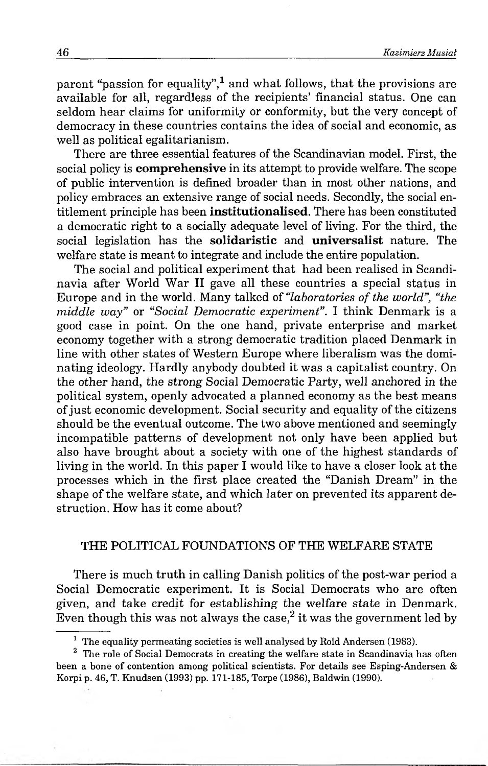parent "passion for equality",[1] and what follows, that the provisions are available for all, regardless of the recipients' financial status. One can seldom hear claims for uniformity or conformity, but the very concept of democracy in these countries contains the idea of social and economic, as well as political egalitarianism.

There are three essential features of the Scandinavian model. First, the social policy is **comprehensive** in its attempt to provide welfare. The scope of public intervention is defined broader than in most other nations, and policy embraces an extensive range of social needs. Secondly, the social entitlement principle has been **institutionalised**. There has been constituted a democratic right to a socially adequate level of living. For the third, the social legislation has the **solidaristic** and **universalist** nature. The welfare state is meant to integrate and include the entire population.

The social and political experiment that had been realised in Scandinavia after World War II gave all these countries a special status in Europe and in the world. Many talked of *"laboratories of the world", "the middle way"* or *"Social Democratic experiment"*. I think Denmark is a good case in point. On the one hand, private enterprise and market economy together with a strong democratic tradition placed Denmark in line with other states of Western Europe where liberalism was the dominating ideology. Hardly anybody doubted it was a capitalist country. On the other hand, the strong Social Democratic Party, well anchored in the political system, openly advocated a planned economy as the best means of just economic development. Social security and equality of the citizens should be the eventual outcome. The two above mentioned and seemingly incompatible patterns of development not only have been applied but also have brought about a society with one of the highest standards of living in the world. In this paper I would like to have a closer look at the processes which in the first place created the "Danish Dream" in the shape of the welfare state, and which later on prevented its apparent destruction. How has it come about?

## THE POLITICAL FOUNDATIONS OF THE WELFARE STATE

There is much truth in calling Danish politics of the post-war period a Social Democratic experiment. It is Social Democrats who are often given, and take credit for establishing the welfare state in Denmark. Even though this was not always the case,[2] it was the government led by

---

[1] The equality permeating societies is well analysed by Rold Andersen (1983).

[2] The role of Social Democrats in creating the welfare state in Scandinavia has often been a bone of contention among political scientists. For details see Esping-Andersen & Korpi p. 46, T. Knudsen (1993) pp. 171-185, Torpe (1986), Baldwin (1990).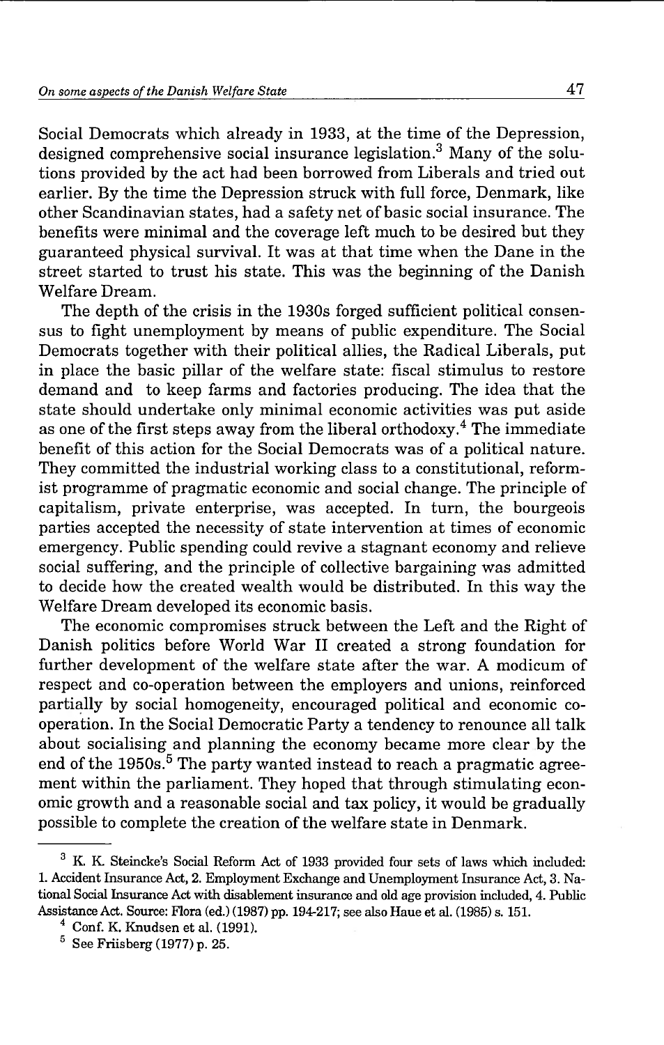Social Democrats which already in 1933, at the time of the Depression, designed comprehensive social insurance legislation.[3] Many of the solutions provided by the act had been borrowed from Liberals and tried out earlier. By the time the Depression struck with full force, Denmark, like other Scandinavian states, had a safety net of basic social insurance. The benefits were minimal and the coverage left much to be desired but they guaranteed physical survival. It was at that time when the Dane in the street started to trust his state. This was the beginning of the Danish Welfare Dream.

The depth of the crisis in the 1930s forged sufficient political consensus to fight unemployment by means of public expenditure. The Social Democrats together with their political allies, the Radical Liberals, put in place the basic pillar of the welfare state: fiscal stimulus to restore demand and to keep farms and factories producing. The idea that the state should undertake only minimal economic activities was put aside as one of the first steps away from the liberal orthodoxy.[4] The immediate benefit of this action for the Social Democrats was of a political nature. They committed the industrial working class to a constitutional, reformist programme of pragmatic economic and social change. The principle of capitalism, private enterprise, was accepted. In turn, the bourgeois parties accepted the necessity of state intervention at times of economic emergency. Public spending could revive a stagnant economy and relieve social suffering, and the principle of collective bargaining was admitted to decide how the created wealth would be distributed. In this way the Welfare Dream developed its economic basis.

The economic compromises struck between the Left and the Right of Danish politics before World War II created a strong foundation for further development of the welfare state after the war. A modicum of respect and co-operation between the employers and unions, reinforced partially by social homogeneity, encouraged political and economic co-operation. In the Social Democratic Party a tendency to renounce all talk about socialising and planning the economy became more clear by the end of the 1950s.[5] The party wanted instead to reach a pragmatic agreement within the parliament. They hoped that through stimulating economic growth and a reasonable social and tax policy, it would be gradually possible to complete the creation of the welfare state in Denmark.

---

[3] K. K. Steincke's Social Reform Act of 1933 provided four sets of laws which included: 1. Accident Insurance Act, 2. Employment Exchange and Unemployment Insurance Act, 3. National Social Insurance Act with disablement insurance and old age provision included, 4. Public Assistance Act. Source: Flora (ed.) (1987) pp. 194-217; see also Haue et al. (1985) s. 151.

[4] Conf. K. Knudsen et al. (1991).

[5] See Friisberg (1977) p. 25.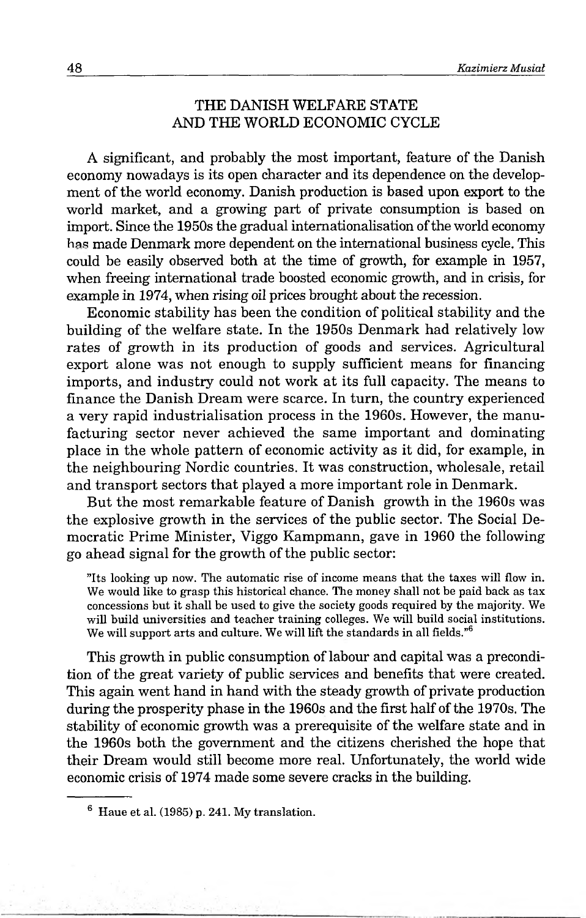## THE DANISH WELFARE STATE AND THE WORLD ECONOMIC CYCLE

A significant, and probably the most important, feature of the Danish economy nowadays is its open character and its dependence on the development of the world economy. Danish production is based upon export to the world market, and a growing part of private consumption is based on import. Since the 1950s the gradual internationalisation of the world economy has made Denmark more dependent on the international business cycle. This could be easily observed both at the time of growth, for example in 1957, when freeing international trade boosted economic growth, and in crisis, for example in 1974, when rising oil prices brought about the recession.

Economic stability has been the condition of political stability and the building of the welfare state. In the 1950s Denmark had relatively low rates of growth in its production of goods and services. Agricultural export alone was not enough to supply sufficient means for financing imports, and industry could not work at its full capacity. The means to finance the Danish Dream were scarce. In turn, the country experienced a very rapid industrialisation process in the 1960s. However, the manufacturing sector never achieved the same important and dominating place in the whole pattern of economic activity as it did, for example, in the neighbouring Nordic countries. It was construction, wholesale, retail and transport sectors that played a more important role in Denmark.

But the most remarkable feature of Danish growth in the 1960s was the explosive growth in the services of the public sector. The Social Democratic Prime Minister, Viggo Kampmann, gave in 1960 the following go ahead signal for the growth of the public sector:

> "Its looking up now. The automatic rise of income means that the taxes will flow in. We would like to grasp this historical chance. The money shall not be paid back as tax concessions but it shall be used to give the society goods required by the majority. We will build universities and teacher training colleges. We will build social institutions. We will support arts and culture. We will lift the standards in all fields."[6]

This growth in public consumption of labour and capital was a precondition of the great variety of public services and benefits that were created. This again went hand in hand with the steady growth of private production during the prosperity phase in the 1960s and the first half of the 1970s. The stability of economic growth was a prerequisite of the welfare state and in the 1960s both the government and the citizens cherished the hope that their Dream would still become more real. Unfortunately, the world wide economic crisis of 1974 made some severe cracks in the building.

---

[6] Haue et al. (1985) p. 241. My translation.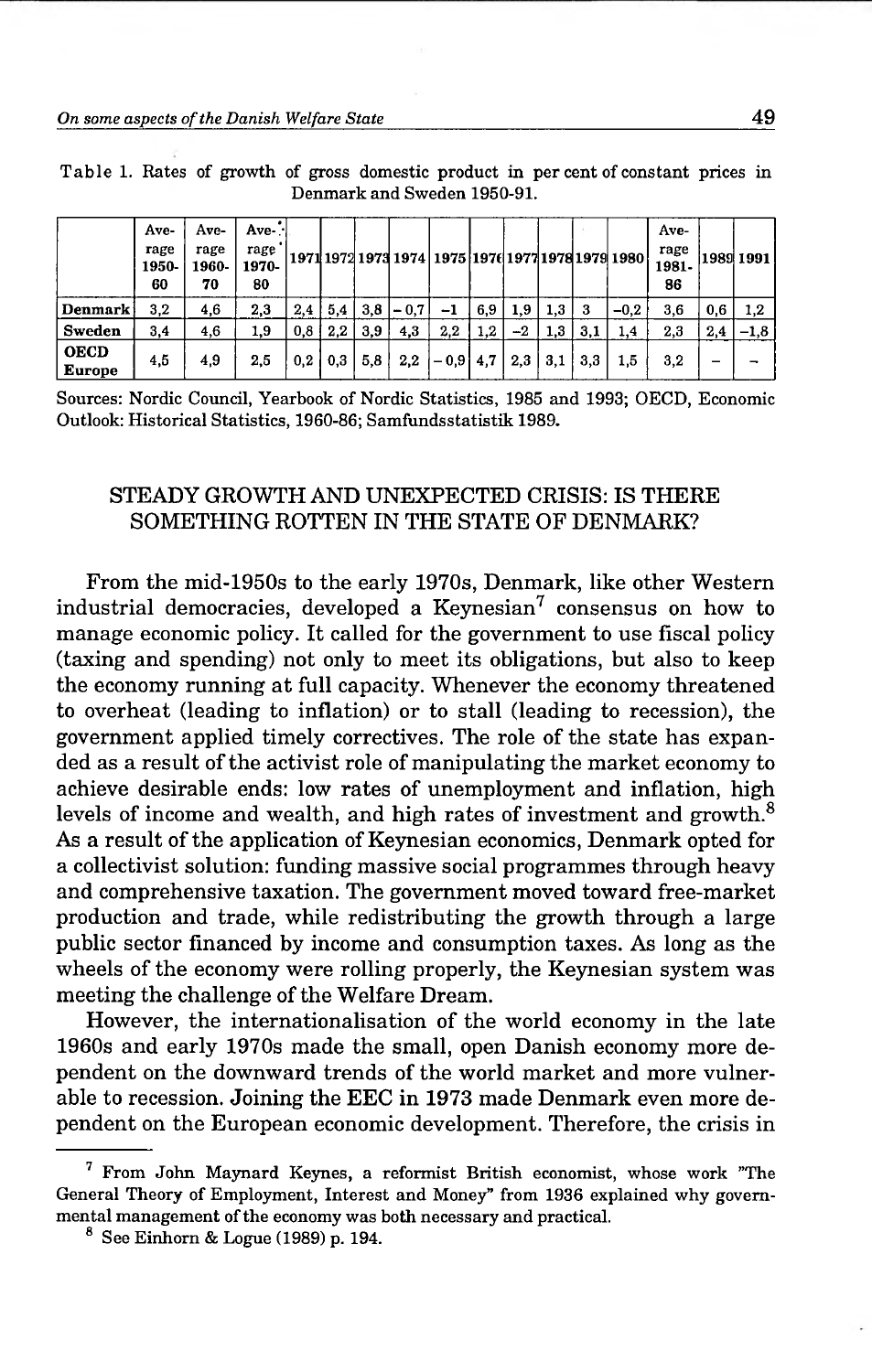Table 1. Rates of growth of gross domestic product in per cent of constant prices in Denmark and Sweden 1950-91.

| | Average 1950-60 | Average 1960-70 | Average 1970-80 | 1971 | 1972 | 1973 | 1974 | 1975 | 1976 | 1977 | 1978 | 1979 | 1980 | Average 1981-86 | 1989 | 1991 |
|---|---|---|---|---|---|---|---|---|---|---|---|---|---|---|---|---|
| **Denmark** | 3,2 | 4,6 | 2,3 | 2,4 | 5,4 | 3,8 | – 0,7 | –1 | 6,9 | 1,9 | 1,3 | 3 | –0,2 | 3,6 | 0,6 | 1,2 |
| **Sweden** | 3,4 | 4,6 | 1,9 | 0,8 | 2,2 | 3,9 | 4,3 | 2,2 | 1,2 | –2 | 1,3 | 3,1 | 1,4 | 2,3 | 2,4 | –1,8 |
| **OECD Europe** | 4,5 | 4,9 | 2,5 | 0,2 | 0,3 | 5,8 | 2,2 | – 0,9 | 4,7 | 2,3 | 3,1 | 3,3 | 1,5 | 3,2 | – | – |

Sources: Nordic Council, Yearbook of Nordic Statistics, 1985 and 1993; OECD, Economic Outlook: Historical Statistics, 1960-86; Samfundsstatistik 1989.

## STEADY GROWTH AND UNEXPECTED CRISIS: IS THERE SOMETHING ROTTEN IN THE STATE OF DENMARK?

From the mid-1950s to the early 1970s, Denmark, like other Western industrial democracies, developed a Keynesian[7] consensus on how to manage economic policy. It called for the government to use fiscal policy (taxing and spending) not only to meet its obligations, but also to keep the economy running at full capacity. Whenever the economy threatened to overheat (leading to inflation) or to stall (leading to recession), the government applied timely correctives. The role of the state has expanded as a result of the activist role of manipulating the market economy to achieve desirable ends: low rates of unemployment and inflation, high levels of income and wealth, and high rates of investment and growth.[8] As a result of the application of Keynesian economics, Denmark opted for a collectivist solution: funding massive social programmes through heavy and comprehensive taxation. The government moved toward free-market production and trade, while redistributing the growth through a large public sector financed by income and consumption taxes. As long as the wheels of the economy were rolling properly, the Keynesian system was meeting the challenge of the Welfare Dream.

However, the internationalisation of the world economy in the late 1960s and early 1970s made the small, open Danish economy more dependent on the downward trends of the world market and more vulnerable to recession. Joining the EEC in 1973 made Denmark even more dependent on the European economic development. Therefore, the crisis in

---

[7] From John Maynard Keynes, a reformist British economist, whose work "The General Theory of Employment, Interest and Money" from 1936 explained why governmental management of the economy was both necessary and practical.

[8] See Einhorn & Logue (1989) p. 194.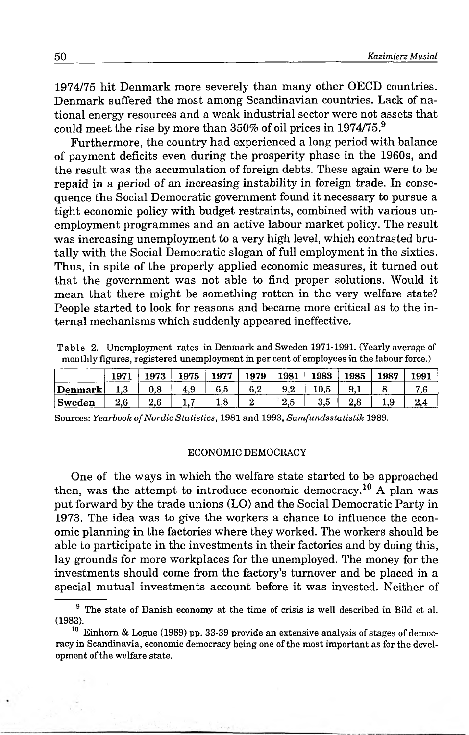1974/75 hit Denmark more severely than many other OECD countries. Denmark suffered the most among Scandinavian countries. Lack of national energy resources and a weak industrial sector were not assets that could meet the rise by more than 350% of oil prices in 1974/75.[9]

Furthermore, the country had experienced a long period with balance of payment deficits even during the prosperity phase in the 1960s, and the result was the accumulation of foreign debts. These again were to be repaid in a period of an increasing instability in foreign trade. In consequence the Social Democratic government found it necessary to pursue a tight economic policy with budget restraints, combined with various unemployment programmes and an active labour market policy. The result was increasing unemployment to a very high level, which contrasted brutally with the Social Democratic slogan of full employment in the sixties. Thus, in spite of the properly applied economic measures, it turned out that the government was not able to find proper solutions. Would it mean that there might be something rotten in the very welfare state? People started to look for reasons and became more critical as to the internal mechanisms which suddenly appeared ineffective.

Table 2. Unemployment rates in Denmark and Sweden 1971-1991. (Yearly average of monthly figures, registered unemployment in per cent of employees in the labour force.)

| | 1971 | 1973 | 1975 | 1977 | 1979 | 1981 | 1983 | 1985 | 1987 | 1991 |
|---|---|---|---|---|---|---|---|---|---|---|
| **Denmark** | 1,3 | 0,8 | 4,9 | 6,5 | 6,2 | 9,2 | 10,5 | 9,1 | 8 | 7,6 |
| **Sweden** | 2,6 | 2,6 | 1,7 | 1,8 | 2 | 2,5 | 3,5 | 2,8 | 1,9 | 2,4 |

Sources: *Yearbook of Nordic Statistics*, 1981 and 1993, *Samfundsstatistik* 1989.

## ECONOMIC DEMOCRACY

One of the ways in which the welfare state started to be approached then, was the attempt to introduce economic democracy.[10] A plan was put forward by the trade unions (LO) and the Social Democratic Party in 1973. The idea was to give the workers a chance to influence the economic planning in the factories where they worked. The workers should be able to participate in the investments in their factories and by doing this, lay grounds for more workplaces for the unemployed. The money for the investments should come from the factory's turnover and be placed in a special mutual investments account before it was invested. Neither of

[9] The state of Danish economy at the time of crisis is well described in Bild et al. (1983).

[10] Einhorn & Logue (1989) pp. 33-39 provide an extensive analysis of stages of democracy in Scandinavia, economic democracy being one of the most important as for the development of the welfare state.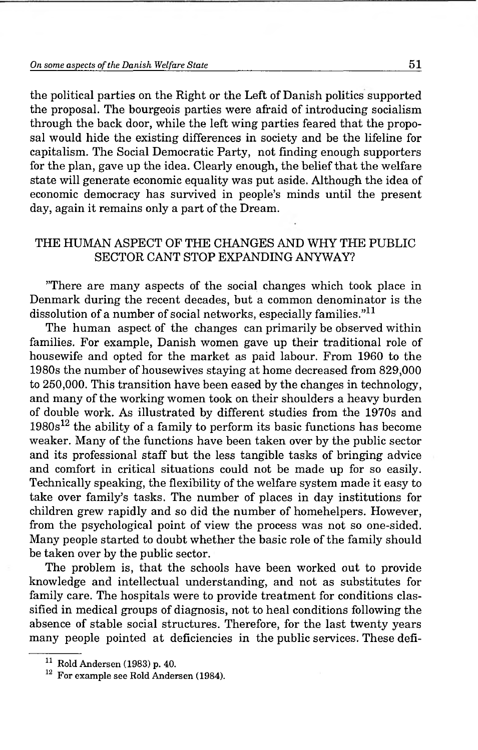the political parties on the Right or the Left of Danish politics supported the proposal. The bourgeois parties were afraid of introducing socialism through the back door, while the left wing parties feared that the proposal would hide the existing differences in society and be the lifeline for capitalism. The Social Democratic Party, not finding enough supporters for the plan, gave up the idea. Clearly enough, the belief that the welfare state will generate economic equality was put aside. Although the idea of economic democracy has survived in people's minds until the present day, again it remains only a part of the Dream.

## THE HUMAN ASPECT OF THE CHANGES AND WHY THE PUBLIC SECTOR CANT STOP EXPANDING ANYWAY?

"There are many aspects of the social changes which took place in Denmark during the recent decades, but a common denominator is the dissolution of a number of social networks, especially families."[11]

The human aspect of the changes can primarily be observed within families. For example, Danish women gave up their traditional role of housewife and opted for the market as paid labour. From 1960 to the 1980s the number of housewives staying at home decreased from 829,000 to 250,000. This transition have been eased by the changes in technology, and many of the working women took on their shoulders a heavy burden of double work. As illustrated by different studies from the 1970s and 1980s[12] the ability of a family to perform its basic functions has become weaker. Many of the functions have been taken over by the public sector and its professional staff but the less tangible tasks of bringing advice and comfort in critical situations could not be made up for so easily. Technically speaking, the flexibility of the welfare system made it easy to take over family's tasks. The number of places in day institutions for children grew rapidly and so did the number of homehelpers. However, from the psychological point of view the process was not so one-sided. Many people started to doubt whether the basic role of the family should be taken over by the public sector.

The problem is, that the schools have been worked out to provide knowledge and intellectual understanding, and not as substitutes for family care. The hospitals were to provide treatment for conditions classified in medical groups of diagnosis, not to heal conditions following the absence of stable social structures. Therefore, for the last twenty years many people pointed at deficiencies in the public services. These defi-

[11] Rold Andersen (1983) p. 40.

[12] For example see Rold Andersen (1984).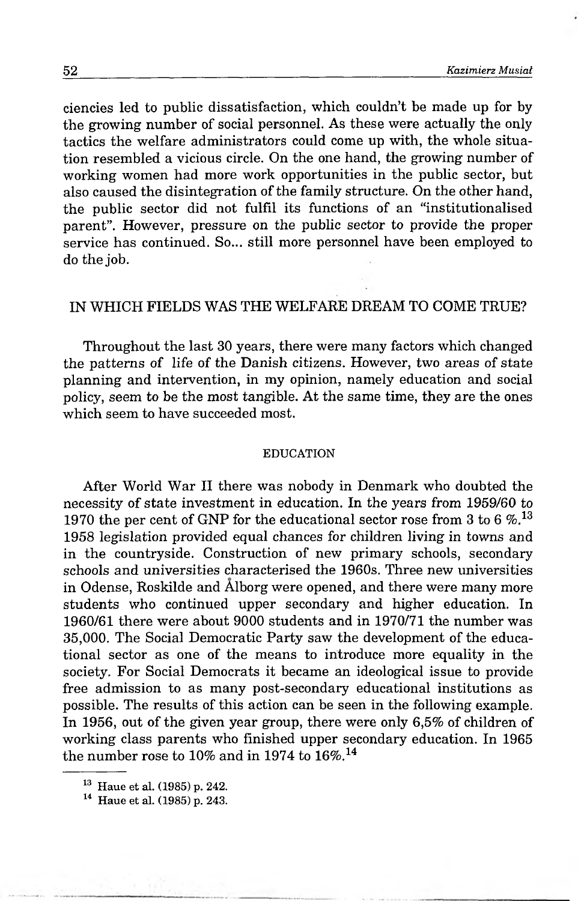ciencies led to public dissatisfaction, which couldn't be made up for by the growing number of social personnel. As these were actually the only tactics the welfare administrators could come up with, the whole situation resembled a vicious circle. On the one hand, the growing number of working women had more work opportunities in the public sector, but also caused the disintegration of the family structure. On the other hand, the public sector did not fulfil its functions of an "institutionalised parent". However, pressure on the public sector to provide the proper service has continued. So... still more personnel have been employed to do the job.

## IN WHICH FIELDS WAS THE WELFARE DREAM TO COME TRUE?

Throughout the last 30 years, there were many factors which changed the patterns of life of the Danish citizens. However, two areas of state planning and intervention, in my opinion, namely education and social policy, seem to be the most tangible. At the same time, they are the ones which seem to have succeeded most.

### EDUCATION

After World War II there was nobody in Denmark who doubted the necessity of state investment in education. In the years from 1959/60 to 1970 the per cent of GNP for the educational sector rose from 3 to 6 %.[13] 1958 legislation provided equal chances for children living in towns and in the countryside. Construction of new primary schools, secondary schools and universities characterised the 1960s. Three new universities in Odense, Roskilde and Ålborg were opened, and there were many more students who continued upper secondary and higher education. In 1960/61 there were about 9000 students and in 1970/71 the number was 35,000. The Social Democratic Party saw the development of the educational sector as one of the means to introduce more equality in the society. For Social Democrats it became an ideological issue to provide free admission to as many post-secondary educational institutions as possible. The results of this action can be seen in the following example. In 1956, out of the given year group, there were only 6,5% of children of working class parents who finished upper secondary education. In 1965 the number rose to 10% and in 1974 to 16%.[14]

---

[13] Haue et al. (1985) p. 242.

[14] Haue et al. (1985) p. 243.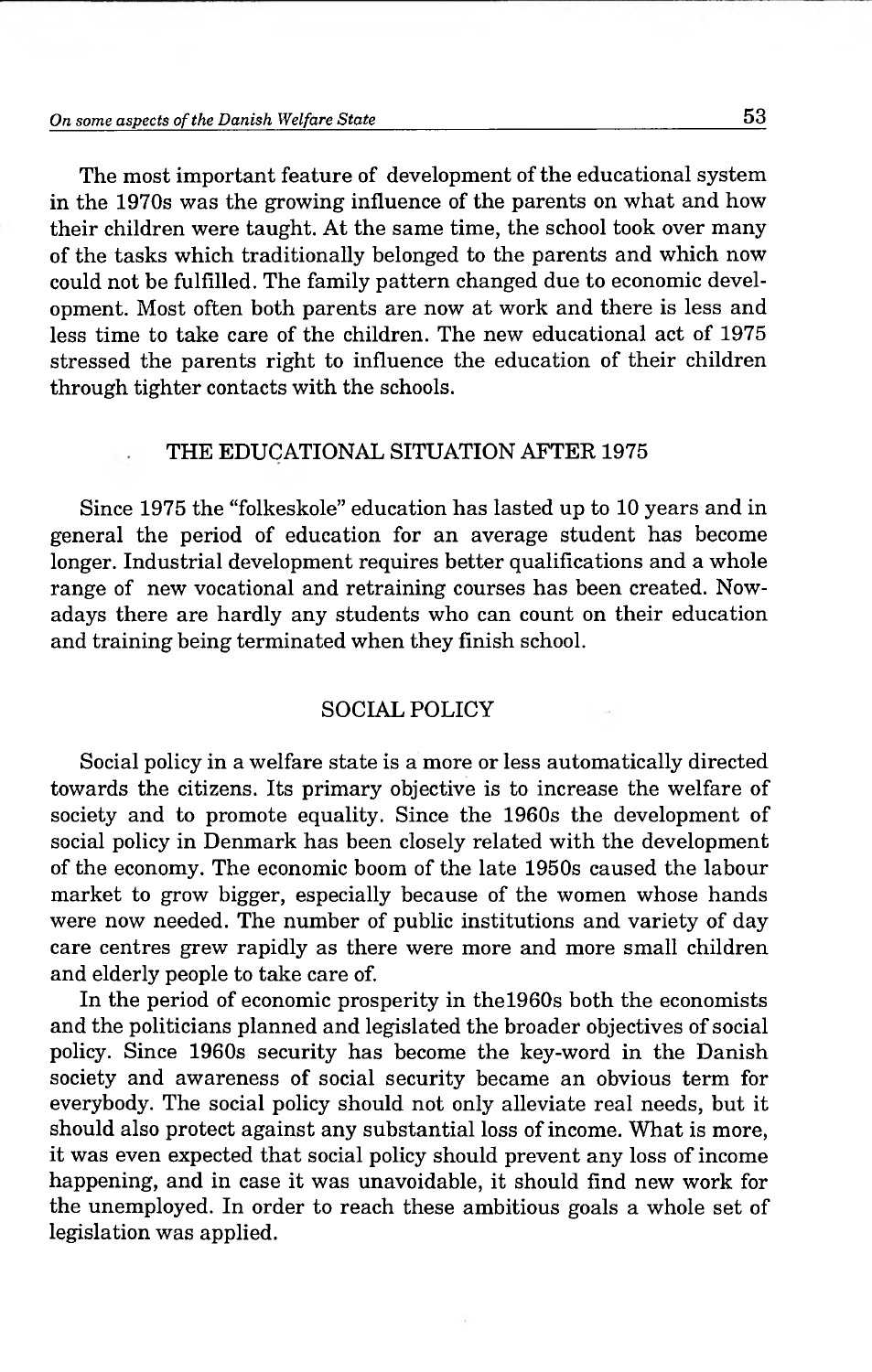The most important feature of development of the educational system in the 1970s was the growing influence of the parents on what and how their children were taught. At the same time, the school took over many of the tasks which traditionally belonged to the parents and which now could not be fulfilled. The family pattern changed due to economic development. Most often both parents are now at work and there is less and less time to take care of the children. The new educational act of 1975 stressed the parents right to influence the education of their children through tighter contacts with the schools.

## THE EDUCATIONAL SITUATION AFTER 1975

Since 1975 the "folkeskole" education has lasted up to 10 years and in general the period of education for an average student has become longer. Industrial development requires better qualifications and a whole range of new vocational and retraining courses has been created. Nowadays there are hardly any students who can count on their education and training being terminated when they finish school.

## SOCIAL POLICY

Social policy in a welfare state is a more or less automatically directed towards the citizens. Its primary objective is to increase the welfare of society and to promote equality. Since the 1960s the development of social policy in Denmark has been closely related with the development of the economy. The economic boom of the late 1950s caused the labour market to grow bigger, especially because of the women whose hands were now needed. The number of public institutions and variety of day care centres grew rapidly as there were more and more small children and elderly people to take care of.

In the period of economic prosperity in the1960s both the economists and the politicians planned and legislated the broader objectives of social policy. Since 1960s security has become the key-word in the Danish society and awareness of social security became an obvious term for everybody. The social policy should not only alleviate real needs, but it should also protect against any substantial loss of income. What is more, it was even expected that social policy should prevent any loss of income happening, and in case it was unavoidable, it should find new work for the unemployed. In order to reach these ambitious goals a whole set of legislation was applied.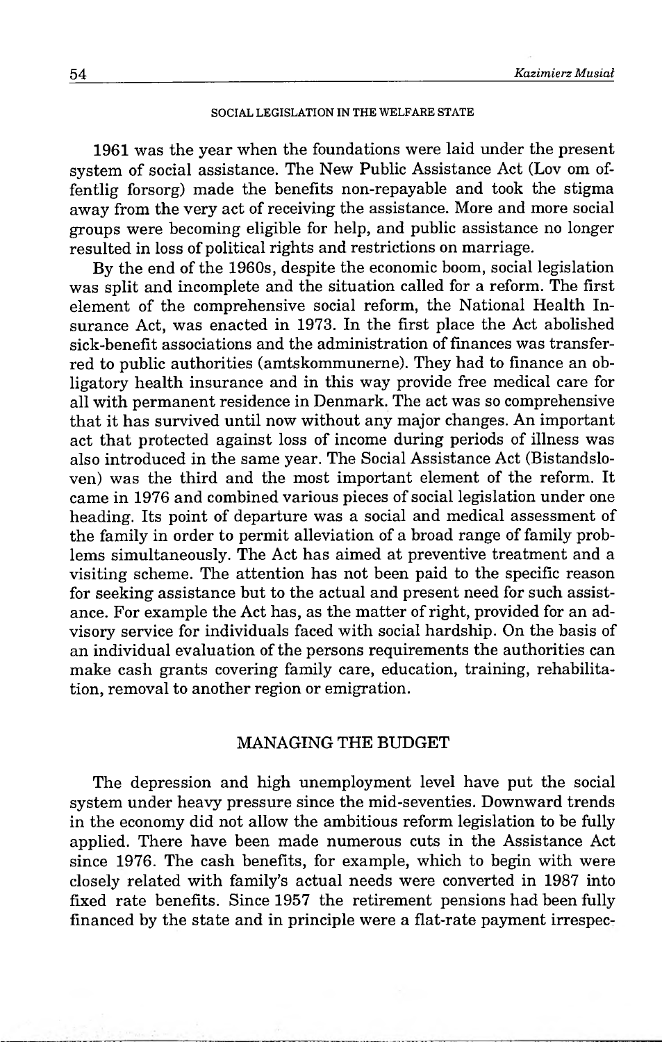SOCIAL LEGISLATION IN THE WELFARE STATE

1961 was the year when the foundations were laid under the present system of social assistance. The New Public Assistance Act (Lov om offentlig forsorg) made the benefits non-repayable and took the stigma away from the very act of receiving the assistance. More and more social groups were becoming eligible for help, and public assistance no longer resulted in loss of political rights and restrictions on marriage.

By the end of the 1960s, despite the economic boom, social legislation was split and incomplete and the situation called for a reform. The first element of the comprehensive social reform, the National Health Insurance Act, was enacted in 1973. In the first place the Act abolished sick-benefit associations and the administration of finances was transferred to public authorities (amtskommunerne). They had to finance an obligatory health insurance and in this way provide free medical care for all with permanent residence in Denmark. The act was so comprehensive that it has survived until now without any major changes. An important act that protected against loss of income during periods of illness was also introduced in the same year. The Social Assistance Act (Bistandsloven) was the third and the most important element of the reform. It came in 1976 and combined various pieces of social legislation under one heading. Its point of departure was a social and medical assessment of the family in order to permit alleviation of a broad range of family problems simultaneously. The Act has aimed at preventive treatment and a visiting scheme. The attention has not been paid to the specific reason for seeking assistance but to the actual and present need for such assistance. For example the Act has, as the matter of right, provided for an advisory service for individuals faced with social hardship. On the basis of an individual evaluation of the persons requirements the authorities can make cash grants covering family care, education, training, rehabilitation, removal to another region or emigration.

## MANAGING THE BUDGET

The depression and high unemployment level have put the social system under heavy pressure since the mid-seventies. Downward trends in the economy did not allow the ambitious reform legislation to be fully applied. There have been made numerous cuts in the Assistance Act since 1976. The cash benefits, for example, which to begin with were closely related with family's actual needs were converted in 1987 into fixed rate benefits. Since 1957 the retirement pensions had been fully financed by the state and in principle were a flat-rate payment irrespec-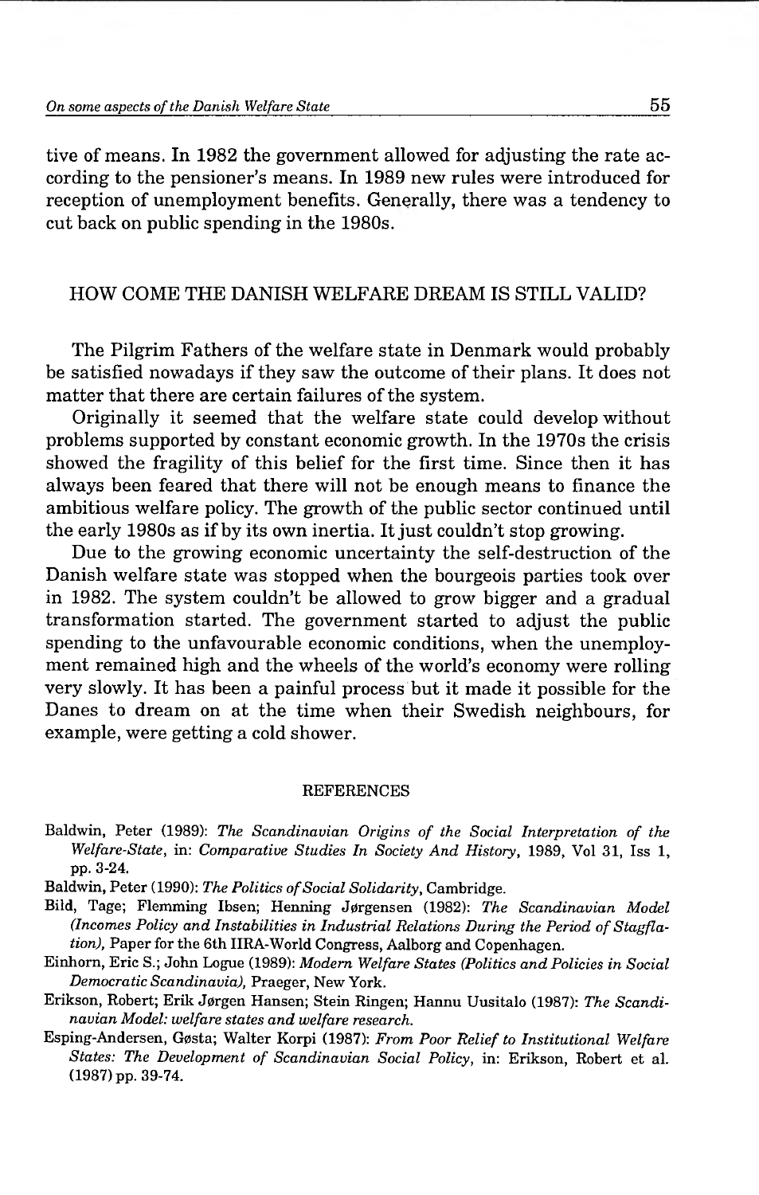tive of means. In 1982 the government allowed for adjusting the rate according to the pensioner's means. In 1989 new rules were introduced for reception of unemployment benefits. Generally, there was a tendency to cut back on public spending in the 1980s.

## HOW COME THE DANISH WELFARE DREAM IS STILL VALID?

The Pilgrim Fathers of the welfare state in Denmark would probably be satisfied nowadays if they saw the outcome of their plans. It does not matter that there are certain failures of the system.

Originally it seemed that the welfare state could develop without problems supported by constant economic growth. In the 1970s the crisis showed the fragility of this belief for the first time. Since then it has always been feared that there will not be enough means to finance the ambitious welfare policy. The growth of the public sector continued until the early 1980s as if by its own inertia. It just couldn't stop growing.

Due to the growing economic uncertainty the self-destruction of the Danish welfare state was stopped when the bourgeois parties took over in 1982. The system couldn't be allowed to grow bigger and a gradual transformation started. The government started to adjust the public spending to the unfavourable economic conditions, when the unemployment remained high and the wheels of the world's economy were rolling very slowly. It has been a painful process but it made it possible for the Danes to dream on at the time when their Swedish neighbours, for example, were getting a cold shower.

## REFERENCES

Baldwin, Peter (1989): *The Scandinavian Origins of the Social Interpretation of the Welfare-State*, in: *Comparative Studies In Society And History*, 1989, Vol 31, Iss 1, pp. 3-24.

Baldwin, Peter (1990): *The Politics of Social Solidarity*, Cambridge.

Bild, Tage; Flemming Ibsen; Henning Jørgensen (1982): *The Scandinavian Model (Incomes Policy and Instabilities in Industrial Relations During the Period of Stagflation)*, Paper for the 6th IIRA-World Congress, Aalborg and Copenhagen.

Einhorn, Eric S.; John Logue (1989): *Modern Welfare States (Politics and Policies in Social Democratic Scandinavia)*, Praeger, New York.

Erikson, Robert; Erik Jørgen Hansen; Stein Ringen; Hannu Uusitalo (1987): *The Scandinavian Model: welfare states and welfare research.*

Esping-Andersen, Gøsta; Walter Korpi (1987): *From Poor Relief to Institutional Welfare States: The Development of Scandinavian Social Policy*, in: Erikson, Robert et al. (1987) pp. 39-74.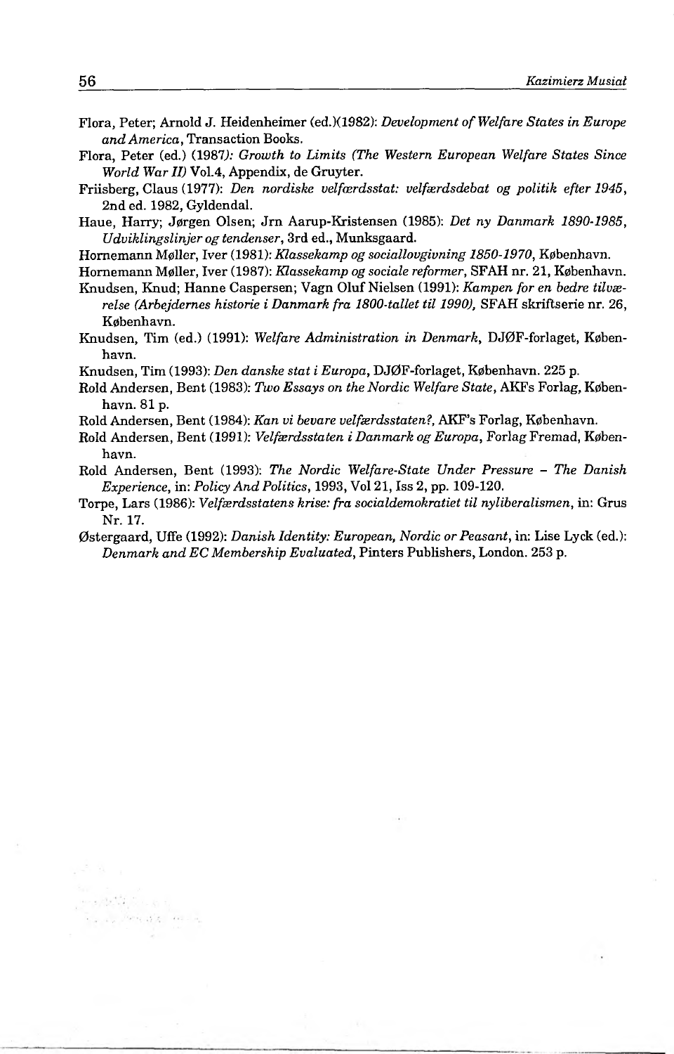Flora, Peter; Arnold J. Heidenheimer (ed.)(1982): *Development of Welfare States in Europe and America*, Transaction Books.

Flora, Peter (ed.) (1987): *Growth to Limits (The Western European Welfare States Since World War II)* Vol.4, Appendix, de Gruyter.

Friisberg, Claus (1977): *Den nordiske velfærdsstat: velfærdsdebat og politik efter 1945*, 2nd ed. 1982, Gyldendal.

Haue, Harry; Jørgen Olsen; Jrn Aarup-Kristensen (1985): *Det ny Danmark 1890-1985, Udviklingslinjer og tendenser*, 3rd ed., Munksgaard.

Hornemann Møller, Iver (1981): *Klassekamp og sociallovgivning 1850-1970*, København.

Hornemann Møller, Iver (1987): *Klassekamp og sociale reformer*, SFAH nr. 21, København.

Knudsen, Knud; Hanne Caspersen; Vagn Oluf Nielsen (1991): *Kampen for en bedre tilværelse (Arbejdernes historie i Danmark fra 1800-tallet til 1990)*, SFAH skriftserie nr. 26, København.

Knudsen, Tim (ed.) (1991): *Welfare Administration in Denmark*, DJØF-forlaget, København.

Knudsen, Tim (1993): *Den danske stat i Europa*, DJØF-forlaget, København. 225 p.

Rold Andersen, Bent (1983): *Two Essays on the Nordic Welfare State*, AKFs Forlag, København. 81 p.

Rold Andersen, Bent (1984): *Kan vi bevare velfærdsstaten?*, AKF's Forlag, København.

Rold Andersen, Bent (1991): *Velfærdsstaten i Danmark og Europa*, Forlag Fremad, København.

Rold Andersen, Bent (1993): *The Nordic Welfare-State Under Pressure – The Danish Experience*, in: *Policy And Politics*, 1993, Vol 21, Iss 2, pp. 109-120.

Torpe, Lars (1986): *Velfærdsstatens krise: fra socialdemokratiet til nyliberalismen*, in: Grus Nr. 17.

Østergaard, Uffe (1992): *Danish Identity: European, Nordic or Peasant*, in: Lise Lyck (ed.): *Denmark and EC Membership Evaluated*, Pinters Publishers, London. 253 p.